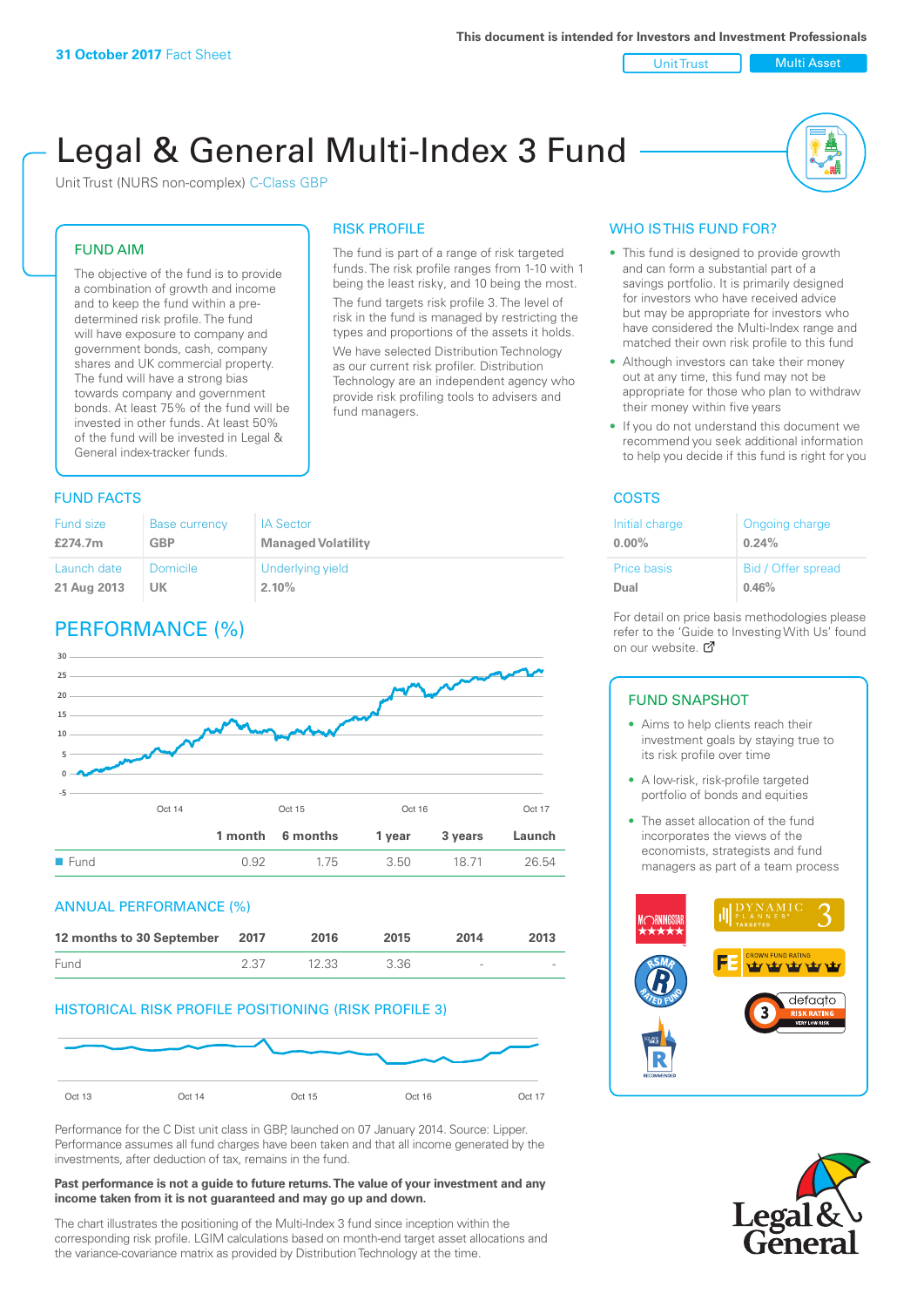**31 October 2017** Fact Sheet

This document is intended for Investors and Investment Professionals

Unit Trust | Multi Asset

# Legal & General Multi-Index 3 Fund

Unit Trust (NURS non-complex) C-Class GBP

## FUND AIM

The objective of the fund is to provide a combination of growth and income and to keep the fund within a pre-determined risk profile. The fund will have exposure to company and government bonds, cash, company shares and UK commercial property. The fund will have a strong bias towards company and government bonds. At least 75% of the fund will be invested in other funds. At least 50% of the fund will be invested in Legal & General index-tracker funds.

## RISK PROFILE

The fund is part of a range of risk targeted funds. The risk profile ranges from 1-10 with 1 being the least risky, and 10 being the most.

The fund targets risk profile 3. The level of risk in the fund is managed by restricting the types and proportions of the assets it holds.

We have selected Distribution Technology as our current risk profiler. Distribution Technology are an independent agency who provide risk profiling tools to advisers and fund managers.

## WHO IS THIS FUND FOR?

- This fund is designed to provide growth and can form a substantial part of a savings portfolio. It is primarily designed for investors who have received advice but may be appropriate for investors who have considered the Multi-Index range and matched their own risk profile to this fund
- Although investors can take their money out at any time, this fund may not be appropriate for those who plan to withdraw their money within five years
- If you do not understand this document we recommend you seek additional information to help you decide if this fund is right for you

## FUND FACTS

| Fund size | Base currency | IA Sector |
|---|---|---|
| £274.7m | GBP | Managed Volatility |
| **Launch date** | **Domicile** | **Underlying yield** |
| 21 Aug 2013 | UK | 2.10% |

## COSTS

| Initial charge | Ongoing charge |
|---|---|
| 0.00% | 0.24% |
| **Price basis** | **Bid / Offer spread** |
| Dual | 0.46% |

For detail on price basis methodologies please refer to the 'Guide to Investing With Us' found on our website.

## PERFORMANCE (%)

| | 1 month | 6 months | 1 year | 3 years | Launch |
|---|---|---|---|---|---|
| Fund | 0.92 | 1.75 | 3.50 | 18.71 | 26.54 |

## ANNUAL PERFORMANCE (%)

| 12 months to 30 September | 2017 | 2016 | 2015 | 2014 | 2013 |
|---|---|---|---|---|---|
| Fund | 2.37 | 12.33 | 3.36 | - | - |

## HISTORICAL RISK PROFILE POSITIONING (RISK PROFILE 3)

Performance for the C Dist unit class in GBP, launched on 07 January 2014. Source: Lipper. Performance assumes all fund charges have been taken and that all income generated by the investments, after deduction of tax, remains in the fund.

**Past performance is not a guide to future returns. The value of your investment and any income taken from it is not guaranteed and may go up and down.**

The chart illustrates the positioning of the Multi-Index 3 fund since inception within the corresponding risk profile. LGIM calculations based on month-end target asset allocations and the variance-covariance matrix as provided by Distribution Technology at the time.

## FUND SNAPSHOT

- Aims to help clients reach their investment goals by staying true to its risk profile over time
- A low-risk, risk-profile targeted portfolio of bonds and equities
- The asset allocation of the fund incorporates the views of the economists, strategists and fund managers as part of a team process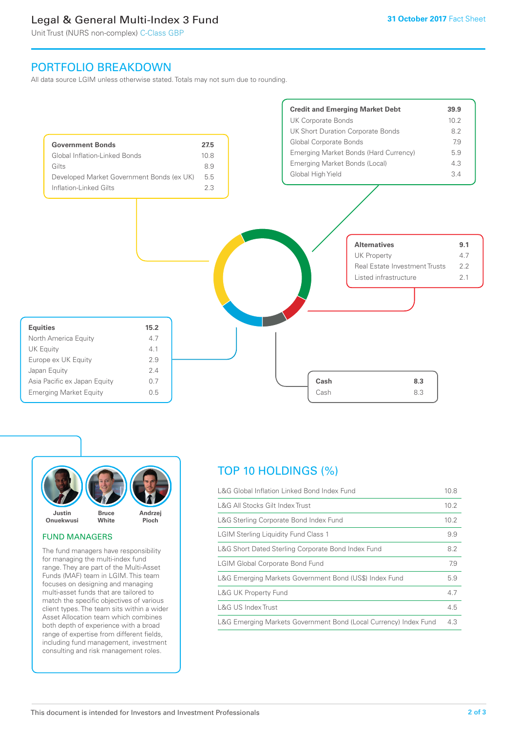# Legal & General Multi-Index 3 Fund

Unit Trust (NURS non-complex) C-Class GBP

**31 October 2017** Fact Sheet

## PORTFOLIO BREAKDOWN

All data source LGIM unless otherwise stated. Totals may not sum due to rounding.

| **Government Bonds** | **27.5** |
|---|---|
| Global Inflation-Linked Bonds | 10.8 |
| Gilts | 8.9 |
| Developed Market Government Bonds (ex UK) | 5.5 |
| Inflation-Linked Gilts | 2.3 |

| **Credit and Emerging Market Debt** | **39.9** |
|---|---|
| UK Corporate Bonds | 10.2 |
| UK Short Duration Corporate Bonds | 8.2 |
| Global Corporate Bonds | 7.9 |
| Emerging Market Bonds (Hard Currency) | 5.9 |
| Emerging Market Bonds (Local) | 4.3 |
| Global High Yield | 3.4 |

| **Alternatives** | **9.1** |
|---|---|
| UK Property | 4.7 |
| Real Estate Investment Trusts | 2.2 |
| Listed infrastructure | 2.1 |

| **Equities** | **15.2** |
|---|---|
| North America Equity | 4.7 |
| UK Equity | 4.1 |
| Europe ex UK Equity | 2.9 |
| Japan Equity | 2.4 |
| Asia Pacific ex Japan Equity | 0.7 |
| Emerging Market Equity | 0.5 |

| **Cash** | **8.3** |
|---|---|
| Cash | 8.3 |

Justin Onuekwusi, Bruce White, Andrzej Pioch

### FUND MANAGERS

The fund managers have responsibility for managing the multi-index fund range. They are part of the Multi-Asset Funds (MAF) team in LGIM. This team focuses on designing and managing multi-asset funds that are tailored to match the specific objectives of various client types. The team sits within a wider Asset Allocation team which combines both depth of experience with a broad range of expertise from different fields, including fund management, investment consulting and risk management roles.

## TOP 10 HOLDINGS (%)

| Holding | % |
|---|---|
| L&G Global Inflation Linked Bond Index Fund | 10.8 |
| L&G All Stocks Gilt Index Trust | 10.2 |
| L&G Sterling Corporate Bond Index Fund | 10.2 |
| LGIM Sterling Liquidity Fund Class 1 | 9.9 |
| L&G Short Dated Sterling Corporate Bond Index Fund | 8.2 |
| LGIM Global Corporate Bond Fund | 7.9 |
| L&G Emerging Markets Government Bond (US$) Index Fund | 5.9 |
| L&G UK Property Fund | 4.7 |
| L&G US Index Trust | 4.5 |
| L&G Emerging Markets Government Bond (Local Currency) Index Fund | 4.3 |

This document is intended for Investors and Investment Professionals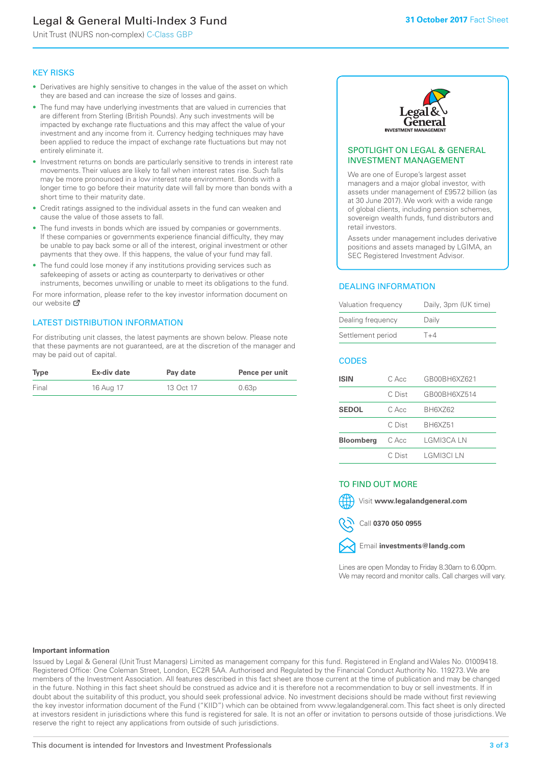# Legal & General Multi-Index 3 Fund

Unit Trust (NURS non-complex) C-Class GBP

**31 October 2017** Fact Sheet

## KEY RISKS

- Derivatives are highly sensitive to changes in the value of the asset on which they are based and can increase the size of losses and gains.
- The fund may have underlying investments that are valued in currencies that are different from Sterling (British Pounds). Any such investments will be impacted by exchange rate fluctuations and this may affect the value of your investment and any income from it. Currency hedging techniques may have been applied to reduce the impact of exchange rate fluctuations but may not entirely eliminate it.
- Investment returns on bonds are particularly sensitive to trends in interest rate movements. Their values are likely to fall when interest rates rise. Such falls may be more pronounced in a low interest rate environment. Bonds with a longer time to go before their maturity date will fall by more than bonds with a short time to their maturity date.
- Credit ratings assigned to the individual assets in the fund can weaken and cause the value of those assets to fall.
- The fund invests in bonds which are issued by companies or governments. If these companies or governments experience financial difficulty, they may be unable to pay back some or all of the interest, original investment or other payments that they owe. If this happens, the value of your fund may fall.
- The fund could lose money if any institutions providing services such as safekeeping of assets or acting as counterparty to derivatives or other instruments, becomes unwilling or unable to meet its obligations to the fund.

For more information, please refer to the key investor information document on our website

## LATEST DISTRIBUTION INFORMATION

For distributing unit classes, the latest payments are shown below. Please note that these payments are not guaranteed, are at the discretion of the manager and may be paid out of capital.

| Type | Ex-div date | Pay date | Pence per unit |
|---|---|---|---|
| Final | 16 Aug 17 | 13 Oct 17 | 0.63p |

## SPOTLIGHT ON LEGAL & GENERAL INVESTMENT MANAGEMENT

We are one of Europe's largest asset managers and a major global investor, with assets under management of £957.2 billion (as at 30 June 2017). We work with a wide range of global clients, including pension schemes, sovereign wealth funds, fund distributors and retail investors.

Assets under management includes derivative positions and assets managed by LGIMA, an SEC Registered Investment Advisor.

## DEALING INFORMATION

| | |
|---|---|
| Valuation frequency | Daily, 3pm (UK time) |
| Dealing frequency | Daily |
| Settlement period | T+4 |

## CODES

| | | |
|---|---|---|
| **ISIN** | C Acc | GB00BH6XZ621 |
| | C Dist | GB00BH6XZ514 |
| **SEDOL** | C Acc | BH6XZ62 |
| | C Dist | BH6XZ51 |
| **Bloomberg** | C Acc | LGMI3CA LN |
| | C Dist | LGMI3CI LN |

## TO FIND OUT MORE

Visit **www.legalandgeneral.com**

Call **0370 050 0955**

Email **investments@landg.com**

Lines are open Monday to Friday 8.30am to 6.00pm. We may record and monitor calls. Call charges will vary.

**Important information**

Issued by Legal & General (Unit Trust Managers) Limited as management company for this fund. Registered in England and Wales No. 01009418. Registered Office: One Coleman Street, London, EC2R 5AA. Authorised and Regulated by the Financial Conduct Authority No. 119273. We are members of the Investment Association. All features described in this fact sheet are those current at the time of publication and may be changed in the future. Nothing in this fact sheet should be construed as advice and it is therefore not a recommendation to buy or sell investments. If in doubt about the suitability of this product, you should seek professional advice. No investment decisions should be made without first reviewing the key investor information document of the Fund ("KIID") which can be obtained from www.legalandgeneral.com. This fact sheet is only directed at investors resident in jurisdictions where this fund is registered for sale. It is not an offer or invitation to persons outside of those jurisdictions. We reserve the right to reject any applications from outside of such jurisdictions.

This document is intended for Investors and Investment Professionals